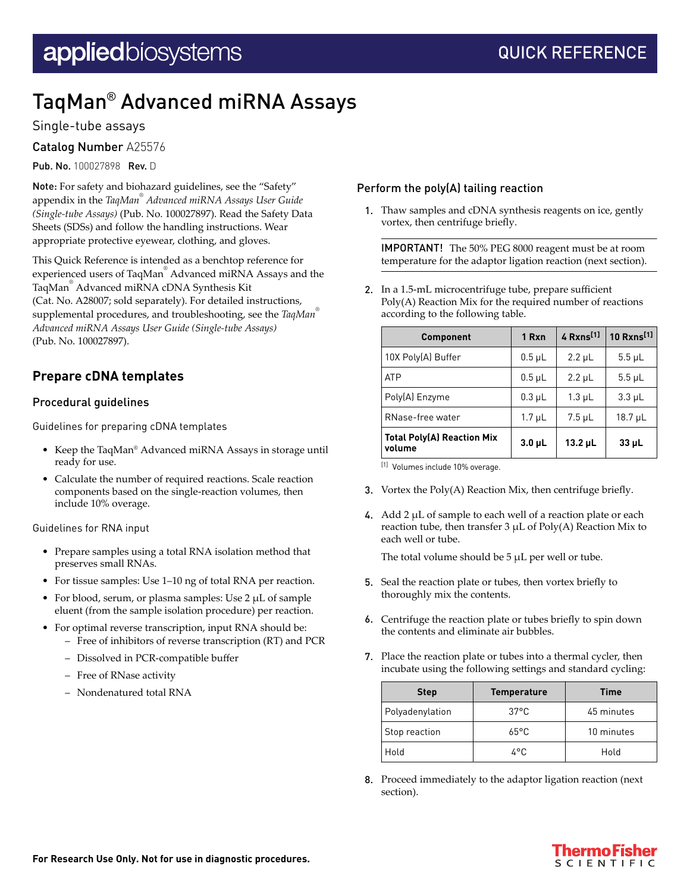# TaqMan® Advanced miRNA Assays

Single-tube assays

Catalog Number A25576

**Pub. No.** 100027898 **Rev.** D

**Note:** For safety and biohazard guidelines, see the "Safety" appendix in the *TaqMan® Advanced miRNA Assays User Guide (Single-tube Assays)* (Pub. No. 100027897). Read the Safety Data Sheets (SDSs) and follow the handling instructions. Wear appropriate protective eyewear, clothing, and gloves.

This Quick Reference is intended as a benchtop reference for experienced users of TaqMan® Advanced miRNA Assays and the TaqMan® Advanced miRNA cDNA Synthesis Kit (Cat. No. A28007; sold separately). For detailed instructions, supplemental procedures, and troubleshooting, see the *TaqMan® Advanced miRNA Assays User Guide (Single-tube Assays)* (Pub. No. 100027897).

## Prepare cDNA templates

### Procedural guidelines

Guidelines for preparing cDNA templates

- Keep the TaqMan® Advanced miRNA Assays in storage until ready for use.
- Calculate the number of required reactions. Scale reaction components based on the single-reaction volumes, then include 10% overage.

Guidelines for RNA input

- Prepare samples using a total RNA isolation method that preserves small RNAs.
- For tissue samples: Use 1–10 ng of total RNA per reaction.
- For blood, serum, or plasma samples: Use 2 µL of sample eluent (from the sample isolation procedure) per reaction.
- For optimal reverse transcription, input RNA should be:
  - Free of inhibitors of reverse transcription (RT) and PCR
  - Dissolved in PCR-compatible buffer
  - Free of RNase activity
  - Nondenatured total RNA

### Perform the poly(A) tailing reaction

1. Thaw samples and cDNA synthesis reagents on ice, gently vortex, then centrifuge briefly.

   **IMPORTANT!** The 50% PEG 8000 reagent must be at room temperature for the adaptor ligation reaction (next section).

2. In a 1.5-mL microcentrifuge tube, prepare sufficient Poly(A) Reaction Mix for the required number of reactions according to the following table.

| Component | 1 Rxn | 4 Rxns[1] | 10 Rxns[1] |
|---|---|---|---|
| 10X Poly(A) Buffer | 0.5 µL | 2.2 µL | 5.5 µL |
| ATP | 0.5 µL | 2.2 µL | 5.5 µL |
| Poly(A) Enzyme | 0.3 µL | 1.3 µL | 3.3 µL |
| RNase-free water | 1.7 µL | 7.5 µL | 18.7 µL |
| **Total Poly(A) Reaction Mix volume** | **3.0 µL** | **13.2 µL** | **33 µL** |

[1] Volumes include 10% overage.

3. Vortex the Poly(A) Reaction Mix, then centrifuge briefly.

4. Add 2 µL of sample to each well of a reaction plate or each reaction tube, then transfer 3 µL of Poly(A) Reaction Mix to each well or tube.

   The total volume should be 5 µL per well or tube.

5. Seal the reaction plate or tubes, then vortex briefly to thoroughly mix the contents.

6. Centrifuge the reaction plate or tubes briefly to spin down the contents and eliminate air bubbles.

7. Place the reaction plate or tubes into a thermal cycler, then incubate using the following settings and standard cycling:

| Step | Temperature | Time |
|---|---|---|
| Polyadenylation | 37°C | 45 minutes |
| Stop reaction | 65°C | 10 minutes |
| Hold | 4°C | Hold |

8. Proceed immediately to the adaptor ligation reaction (next section).

For Research Use Only. Not for use in diagnostic procedures.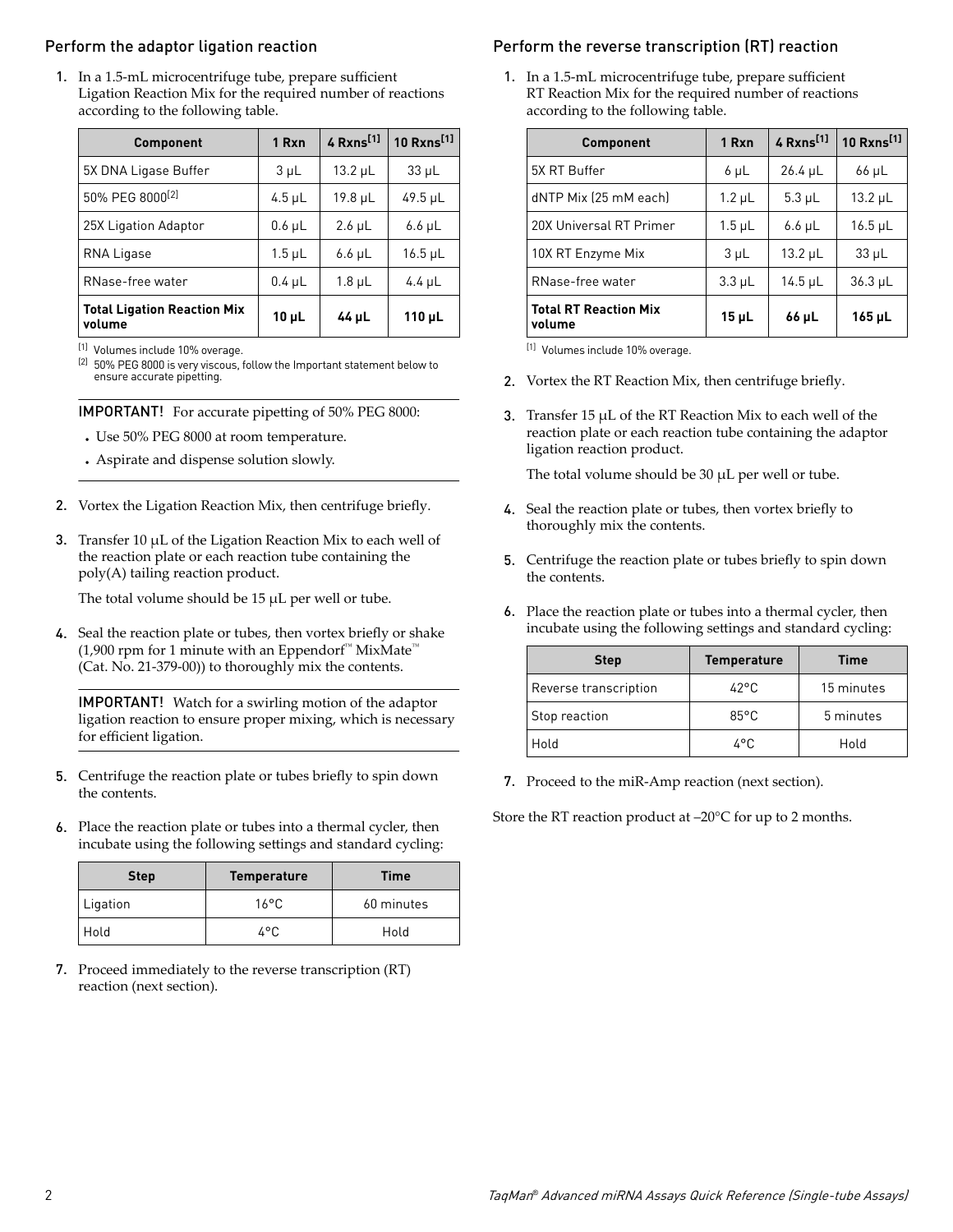## Perform the adaptor ligation reaction

1. In a 1.5-mL microcentrifuge tube, prepare sufficient Ligation Reaction Mix for the required number of reactions according to the following table.

| Component | 1 Rxn | 4 Rxns[1] | 10 Rxns[1] |
|---|---|---|---|
| 5X DNA Ligase Buffer | 3 µL | 13.2 µL | 33 µL |
| 50% PEG 8000[2] | 4.5 µL | 19.8 µL | 49.5 µL |
| 25X Ligation Adaptor | 0.6 µL | 2.6 µL | 6.6 µL |
| RNA Ligase | 1.5 µL | 6.6 µL | 16.5 µL |
| RNase-free water | 0.4 µL | 1.8 µL | 4.4 µL |
| **Total Ligation Reaction Mix volume** | **10 µL** | **44 µL** | **110 µL** |

[1] Volumes include 10% overage.
[2] 50% PEG 8000 is very viscous, follow the Important statement below to ensure accurate pipetting.

**IMPORTANT!** For accurate pipetting of 50% PEG 8000:

- Use 50% PEG 8000 at room temperature.
- Aspirate and dispense solution slowly.

2. Vortex the Ligation Reaction Mix, then centrifuge briefly.
3. Transfer 10 µL of the Ligation Reaction Mix to each well of the reaction plate or each reaction tube containing the poly(A) tailing reaction product.

   The total volume should be 15 µL per well or tube.

4. Seal the reaction plate or tubes, then vortex briefly or shake (1,900 rpm for 1 minute with an Eppendorf™ MixMate™ (Cat. No. 21-379-00)) to thoroughly mix the contents.

**IMPORTANT!** Watch for a swirling motion of the adaptor ligation reaction to ensure proper mixing, which is necessary for efficient ligation.

5. Centrifuge the reaction plate or tubes briefly to spin down the contents.
6. Place the reaction plate or tubes into a thermal cycler, then incubate using the following settings and standard cycling:

| Step | Temperature | Time |
|---|---|---|
| Ligation | 16°C | 60 minutes |
| Hold | 4°C | Hold |

7. Proceed immediately to the reverse transcription (RT) reaction (next section).

## Perform the reverse transcription (RT) reaction

1. In a 1.5-mL microcentrifuge tube, prepare sufficient RT Reaction Mix for the required number of reactions according to the following table.

| Component | 1 Rxn | 4 Rxns[1] | 10 Rxns[1] |
|---|---|---|---|
| 5X RT Buffer | 6 µL | 26.4 µL | 66 µL |
| dNTP Mix (25 mM each) | 1.2 µL | 5.3 µL | 13.2 µL |
| 20X Universal RT Primer | 1.5 µL | 6.6 µL | 16.5 µL |
| 10X RT Enzyme Mix | 3 µL | 13.2 µL | 33 µL |
| RNase-free water | 3.3 µL | 14.5 µL | 36.3 µL |
| **Total RT Reaction Mix volume** | **15 µL** | **66 µL** | **165 µL** |

[1] Volumes include 10% overage.

2. Vortex the RT Reaction Mix, then centrifuge briefly.
3. Transfer 15 µL of the RT Reaction Mix to each well of the reaction plate or each reaction tube containing the adaptor ligation reaction product.

   The total volume should be 30 µL per well or tube.

4. Seal the reaction plate or tubes, then vortex briefly to thoroughly mix the contents.
5. Centrifuge the reaction plate or tubes briefly to spin down the contents.
6. Place the reaction plate or tubes into a thermal cycler, then incubate using the following settings and standard cycling:

| Step | Temperature | Time |
|---|---|---|
| Reverse transcription | 42°C | 15 minutes |
| Stop reaction | 85°C | 5 minutes |
| Hold | 4°C | Hold |

7. Proceed to the miR-Amp reaction (next section).

Store the RT reaction product at –20°C for up to 2 months.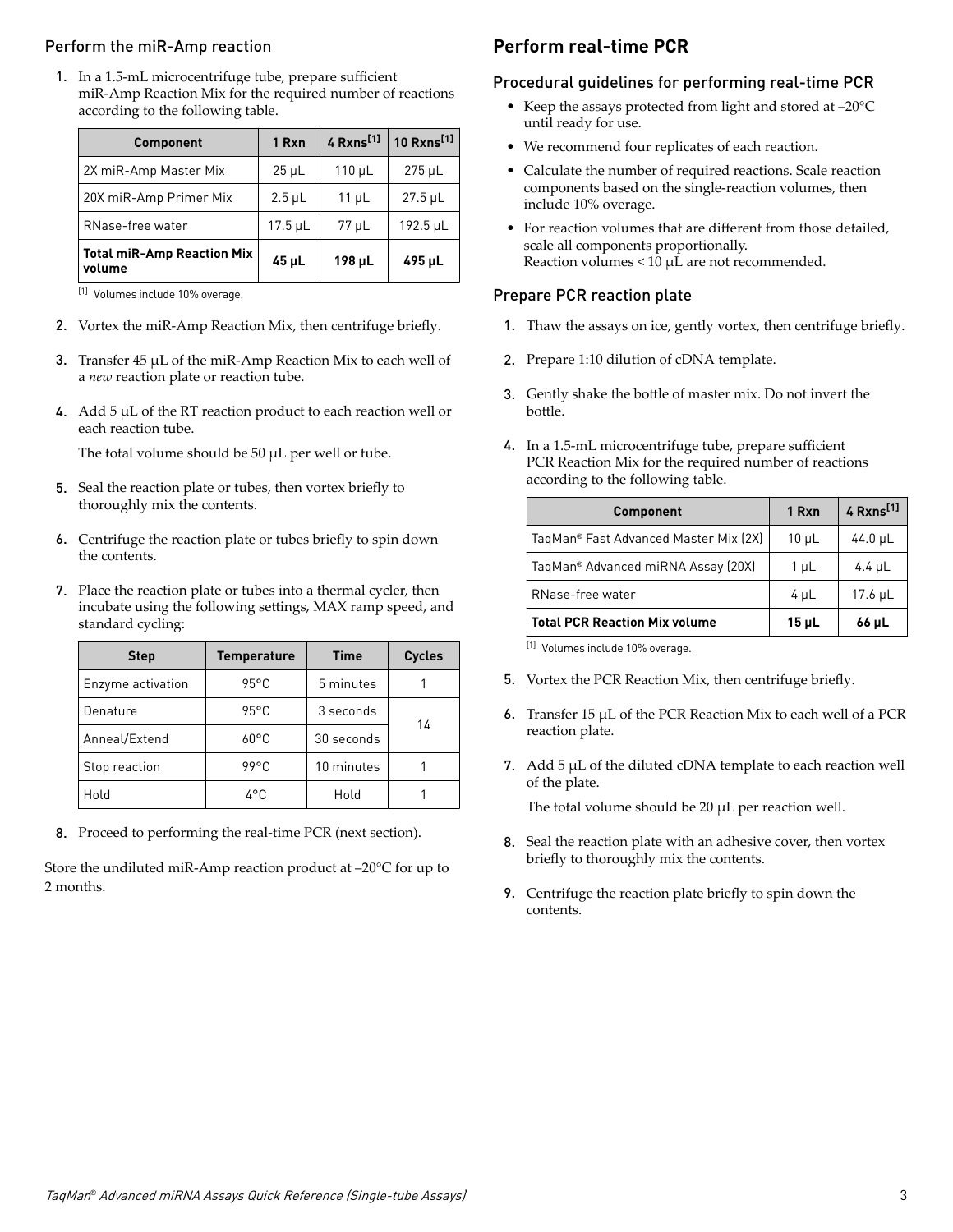### Perform the miR-Amp reaction

1. In a 1.5-mL microcentrifuge tube, prepare sufficient miR-Amp Reaction Mix for the required number of reactions according to the following table.

| Component | 1 Rxn | 4 Rxns[1] | 10 Rxns[1] |
|---|---|---|---|
| 2X miR-Amp Master Mix | 25 µL | 110 µL | 275 µL |
| 20X miR-Amp Primer Mix | 2.5 µL | 11 µL | 27.5 µL |
| RNase-free water | 17.5 µL | 77 µL | 192.5 µL |
| **Total miR-Amp Reaction Mix volume** | **45 µL** | **198 µL** | **495 µL** |

[1] Volumes include 10% overage.

2. Vortex the miR-Amp Reaction Mix, then centrifuge briefly.
3. Transfer 45 µL of the miR-Amp Reaction Mix to each well of a *new* reaction plate or reaction tube.
4. Add 5 µL of the RT reaction product to each reaction well or each reaction tube.

   The total volume should be 50 µL per well or tube.
5. Seal the reaction plate or tubes, then vortex briefly to thoroughly mix the contents.
6. Centrifuge the reaction plate or tubes briefly to spin down the contents.
7. Place the reaction plate or tubes into a thermal cycler, then incubate using the following settings, MAX ramp speed, and standard cycling:

| Step | Temperature | Time | Cycles |
|---|---|---|---|
| Enzyme activation | 95°C | 5 minutes | 1 |
| Denature | 95°C | 3 seconds | 14 |
| Anneal/Extend | 60°C | 30 seconds | |
| Stop reaction | 99°C | 10 minutes | 1 |
| Hold | 4°C | Hold | 1 |

8. Proceed to performing the real-time PCR (next section).

Store the undiluted miR-Amp reaction product at –20°C for up to 2 months.

## Perform real-time PCR

### Procedural guidelines for performing real-time PCR

- Keep the assays protected from light and stored at –20°C until ready for use.
- We recommend four replicates of each reaction.
- Calculate the number of required reactions. Scale reaction components based on the single-reaction volumes, then include 10% overage.
- For reaction volumes that are different from those detailed, scale all components proportionally.
  Reaction volumes < 10 µL are not recommended.

### Prepare PCR reaction plate

1. Thaw the assays on ice, gently vortex, then centrifuge briefly.
2. Prepare 1:10 dilution of cDNA template.
3. Gently shake the bottle of master mix. Do not invert the bottle.
4. In a 1.5-mL microcentrifuge tube, prepare sufficient PCR Reaction Mix for the required number of reactions according to the following table.

| Component | 1 Rxn | 4 Rxns[1] |
|---|---|---|
| TaqMan® Fast Advanced Master Mix (2X) | 10 µL | 44.0 µL |
| TaqMan® Advanced miRNA Assay (20X) | 1 µL | 4.4 µL |
| RNase-free water | 4 µL | 17.6 µL |
| **Total PCR Reaction Mix volume** | **15 µL** | **66 µL** |

[1] Volumes include 10% overage.

5. Vortex the PCR Reaction Mix, then centrifuge briefly.
6. Transfer 15 µL of the PCR Reaction Mix to each well of a PCR reaction plate.
7. Add 5 µL of the diluted cDNA template to each reaction well of the plate.

   The total volume should be 20 µL per reaction well.
8. Seal the reaction plate with an adhesive cover, then vortex briefly to thoroughly mix the contents.
9. Centrifuge the reaction plate briefly to spin down the contents.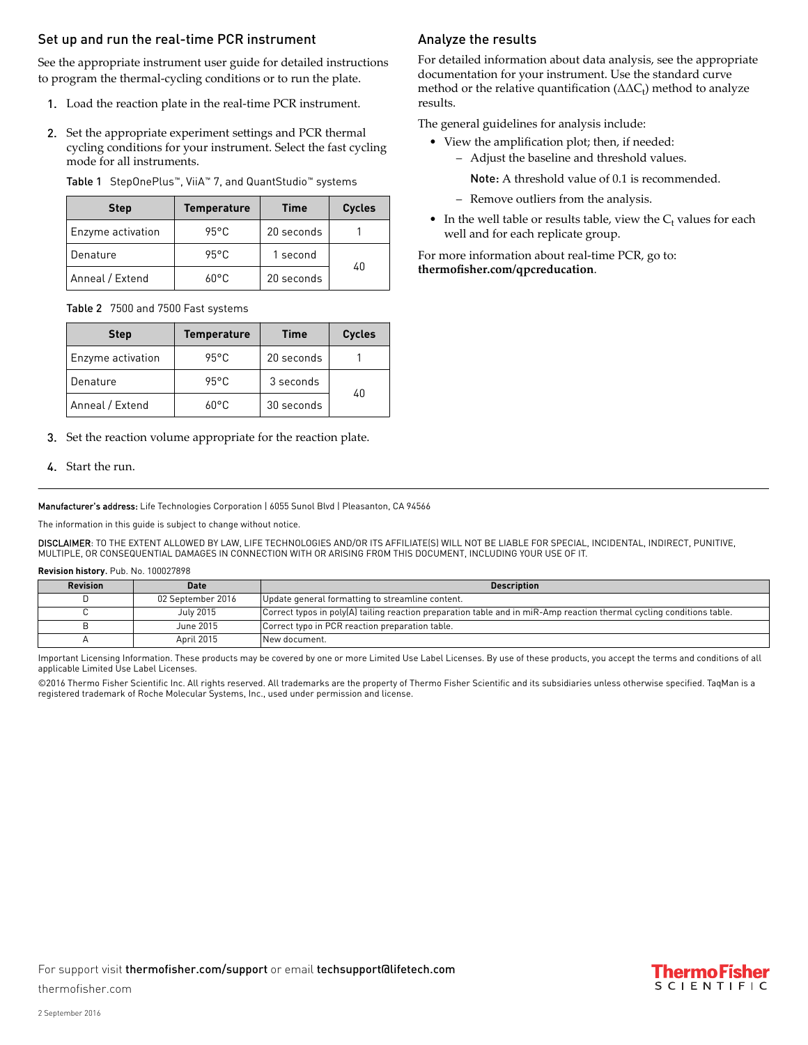## Set up and run the real-time PCR instrument

See the appropriate instrument user guide for detailed instructions to program the thermal-cycling conditions or to run the plate.

1. Load the reaction plate in the real-time PCR instrument.
2. Set the appropriate experiment settings and PCR thermal cycling conditions for your instrument. Select the fast cycling mode for all instruments.

Table 1 StepOnePlus™, ViiA™ 7, and QuantStudio™ systems

| Step | Temperature | Time | Cycles |
|---|---|---|---|
| Enzyme activation | 95°C | 20 seconds | 1 |
| Denature | 95°C | 1 second | 40 |
| Anneal / Extend | 60°C | 20 seconds | |

Table 2 7500 and 7500 Fast systems

| Step | Temperature | Time | Cycles |
|---|---|---|---|
| Enzyme activation | 95°C | 20 seconds | 1 |
| Denature | 95°C | 3 seconds | 40 |
| Anneal / Extend | 60°C | 30 seconds | |

3. Set the reaction volume appropriate for the reaction plate.
4. Start the run.

## Analyze the results

For detailed information about data analysis, see the appropriate documentation for your instrument. Use the standard curve method or the relative quantification ($\Delta\Delta C_t$) method to analyze results.

The general guidelines for analysis include:

- View the amplification plot; then, if needed:
  - Adjust the baseline and threshold values.

    **Note:** A threshold value of 0.1 is recommended.
  - Remove outliers from the analysis.
- In the well table or results table, view the $C_t$ values for each well and for each replicate group.

For more information about real-time PCR, go to: **thermofisher.com/qpcreducation**.

---

**Manufacturer's address:** Life Technologies Corporation | 6055 Sunol Blvd | Pleasanton, CA 94566

The information in this guide is subject to change without notice.

**DISCLAIMER**: TO THE EXTENT ALLOWED BY LAW, LIFE TECHNOLOGIES AND/OR ITS AFFILIATE(S) WILL NOT BE LIABLE FOR SPECIAL, INCIDENTAL, INDIRECT, PUNITIVE, MULTIPLE, OR CONSEQUENTIAL DAMAGES IN CONNECTION WITH OR ARISING FROM THIS DOCUMENT, INCLUDING YOUR USE OF IT.

**Revision history.** Pub. No. 100027898

| Revision | Date | Description |
|---|---|---|
| D | 02 September 2016 | Update general formatting to streamline content. |
| C | July 2015 | Correct typos in poly(A) tailing reaction preparation table and in miR-Amp reaction thermal cycling conditions table. |
| B | June 2015 | Correct typo in PCR reaction preparation table. |
| A | April 2015 | New document. |

Important Licensing Information. These products may be covered by one or more Limited Use Label Licenses. By use of these products, you accept the terms and conditions of all applicable Limited Use Label Licenses.

©2016 Thermo Fisher Scientific Inc. All rights reserved. All trademarks are the property of Thermo Fisher Scientific and its subsidiaries unless otherwise specified. TaqMan is a registered trademark of Roche Molecular Systems, Inc., used under permission and license.

For support visit **thermofisher.com/support** or email **techsupport@lifetech.com**

thermofisher.com

2 September 2016